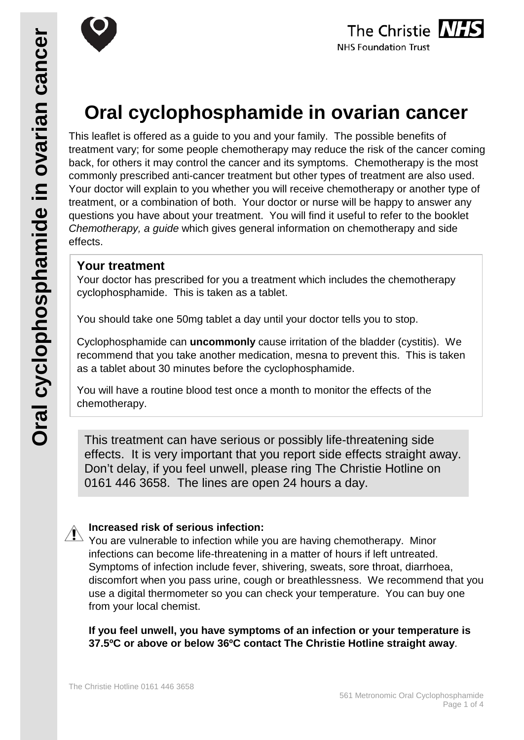# Oral cyclophosphamide in ovarian cancer

This leaflet is offered as a guide to you and your family. The possible benefits of treatment vary; for some people chemotherapy may reduce the risk of the cancer coming back, for others it may control the cancer and its symptoms. Chemotherapy is the most commonly prescribed anti-cancer treatment but other types of treatment are also used. Your doctor will explain to you whether you will receive chemotherapy or another type of treatment, or a combination of both. Your doctor or nurse will be happy to answer any questions you have about your treatment. You will find it useful to refer to the booklet *Chemotherapy, a guide* which gives general information on chemotherapy and side effects.

## Your treatment

Your doctor has prescribed for you a treatment which includes the chemotherapy cyclophosphamide. This is taken as a tablet.

You should take one 50mg tablet a day until your doctor tells you to stop.

Cyclophosphamide can **uncommonly** cause irritation of the bladder (cystitis). We recommend that you take another medication, mesna to prevent this. This is taken as a tablet about 30 minutes before the cyclophosphamide.

You will have a routine blood test once a month to monitor the effects of the chemotherapy.

This treatment can have serious or possibly life-threatening side effects. It is very important that you report side effects straight away. Don't delay, if you feel unwell, please ring The Christie Hotline on 0161 446 3658. The lines are open 24 hours a day.

### Increased risk of serious infection:

You are vulnerable to infection while you are having chemotherapy. Minor infections can become life-threatening in a matter of hours if left untreated. Symptoms of infection include fever, shivering, sweats, sore throat, diarrhoea, discomfort when you pass urine, cough or breathlessness. We recommend that you use a digital thermometer so you can check your temperature. You can buy one from your local chemist.

**If you feel unwell, you have symptoms of an infection or your temperature is 37.5ºC or above or below 36ºC contact The Christie Hotline straight away**.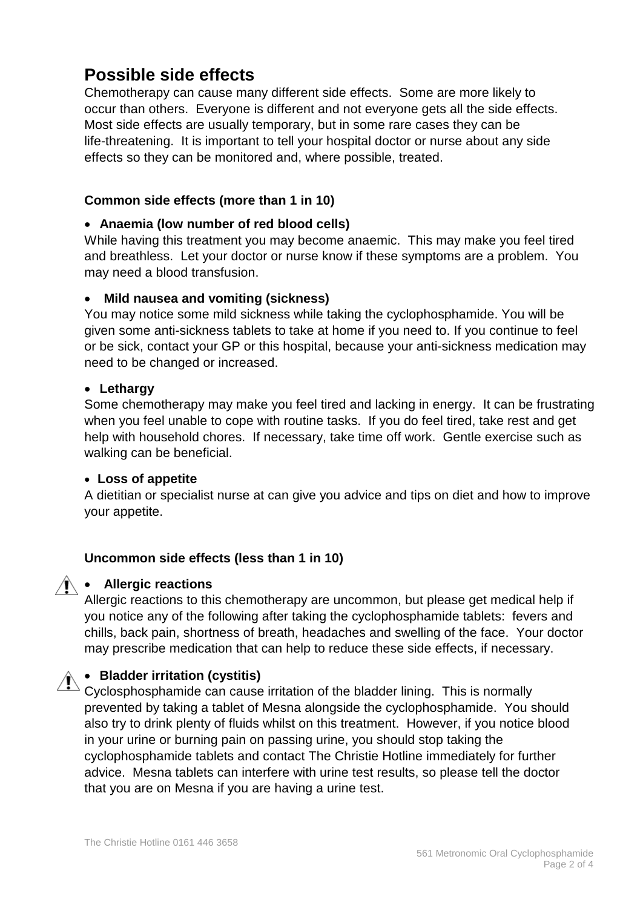## Possible side effects

Chemotherapy can cause many different side effects. Some are more likely to occur than others. Everyone is different and not everyone gets all the side effects. Most side effects are usually temporary, but in some rare cases they can be life-threatening. It is important to tell your hospital doctor or nurse about any side effects so they can be monitored and, where possible, treated.

### Common side effects (more than 1 in 10)

- **Anaemia (low number of red blood cells)**

While having this treatment you may become anaemic. This may make you feel tired and breathless. Let your doctor or nurse know if these symptoms are a problem. You may need a blood transfusion.

- **Mild nausea and vomiting (sickness)**

You may notice some mild sickness while taking the cyclophosphamide. You will be given some anti-sickness tablets to take at home if you need to. If you continue to feel or be sick, contact your GP or this hospital, because your anti-sickness medication may need to be changed or increased.

- **Lethargy**

Some chemotherapy may make you feel tired and lacking in energy. It can be frustrating when you feel unable to cope with routine tasks. If you do feel tired, take rest and get help with household chores. If necessary, take time off work. Gentle exercise such as walking can be beneficial.

- **Loss of appetite**

A dietitian or specialist nurse at can give you advice and tips on diet and how to improve your appetite.

### Uncommon side effects (less than 1 in 10)

- ⚠ **Allergic reactions**

Allergic reactions to this chemotherapy are uncommon, but please get medical help if you notice any of the following after taking the cyclophosphamide tablets: fevers and chills, back pain, shortness of breath, headaches and swelling of the face. Your doctor may prescribe medication that can help to reduce these side effects, if necessary.

- ⚠ **Bladder irritation (cystitis)**

Cyclosphosphamide can cause irritation of the bladder lining. This is normally prevented by taking a tablet of Mesna alongside the cyclophosphamide. You should also try to drink plenty of fluids whilst on this treatment. However, if you notice blood in your urine or burning pain on passing urine, you should stop taking the cyclophosphamide tablets and contact The Christie Hotline immediately for further advice. Mesna tablets can interfere with urine test results, so please tell the doctor that you are on Mesna if you are having a urine test.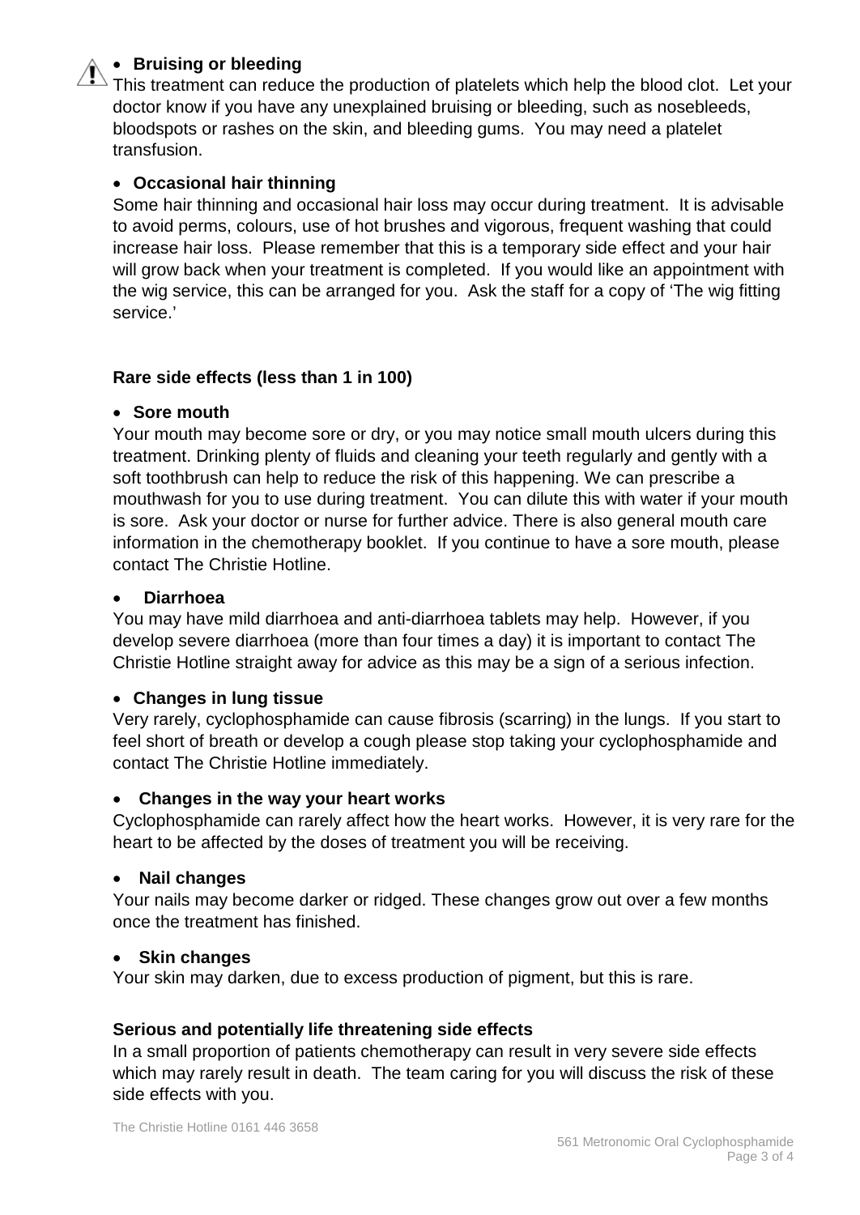- **Bruising or bleeding**

This treatment can reduce the production of platelets which help the blood clot. Let your doctor know if you have any unexplained bruising or bleeding, such as nosebleeds, bloodspots or rashes on the skin, and bleeding gums. You may need a platelet transfusion.

- **Occasional hair thinning**

Some hair thinning and occasional hair loss may occur during treatment. It is advisable to avoid perms, colours, use of hot brushes and vigorous, frequent washing that could increase hair loss. Please remember that this is a temporary side effect and your hair will grow back when your treatment is completed. If you would like an appointment with the wig service, this can be arranged for you. Ask the staff for a copy of 'The wig fitting service.'

**Rare side effects (less than 1 in 100)**

- **Sore mouth**

Your mouth may become sore or dry, or you may notice small mouth ulcers during this treatment. Drinking plenty of fluids and cleaning your teeth regularly and gently with a soft toothbrush can help to reduce the risk of this happening. We can prescribe a mouthwash for you to use during treatment. You can dilute this with water if your mouth is sore. Ask your doctor or nurse for further advice. There is also general mouth care information in the chemotherapy booklet. If you continue to have a sore mouth, please contact The Christie Hotline.

- **Diarrhoea**

You may have mild diarrhoea and anti-diarrhoea tablets may help. However, if you develop severe diarrhoea (more than four times a day) it is important to contact The Christie Hotline straight away for advice as this may be a sign of a serious infection.

- **Changes in lung tissue**

Very rarely, cyclophosphamide can cause fibrosis (scarring) in the lungs. If you start to feel short of breath or develop a cough please stop taking your cyclophosphamide and contact The Christie Hotline immediately.

- **Changes in the way your heart works**

Cyclophosphamide can rarely affect how the heart works. However, it is very rare for the heart to be affected by the doses of treatment you will be receiving.

- **Nail changes**

Your nails may become darker or ridged. These changes grow out over a few months once the treatment has finished.

- **Skin changes**

Your skin may darken, due to excess production of pigment, but this is rare.

**Serious and potentially life threatening side effects**

In a small proportion of patients chemotherapy can result in very severe side effects which may rarely result in death. The team caring for you will discuss the risk of these side effects with you.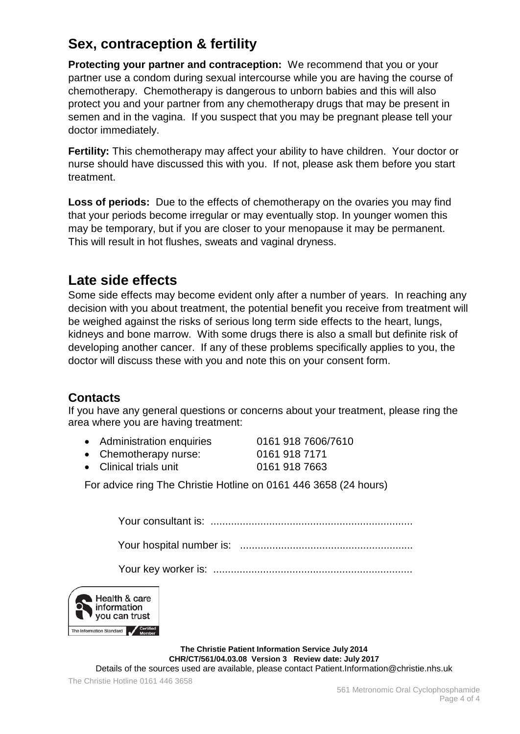## Sex, contraception & fertility

**Protecting your partner and contraception:** We recommend that you or your partner use a condom during sexual intercourse while you are having the course of chemotherapy. Chemotherapy is dangerous to unborn babies and this will also protect you and your partner from any chemotherapy drugs that may be present in semen and in the vagina. If you suspect that you may be pregnant please tell your doctor immediately.

**Fertility:** This chemotherapy may affect your ability to have children. Your doctor or nurse should have discussed this with you. If not, please ask them before you start treatment.

**Loss of periods:** Due to the effects of chemotherapy on the ovaries you may find that your periods become irregular or may eventually stop. In younger women this may be temporary, but if you are closer to your menopause it may be permanent. This will result in hot flushes, sweats and vaginal dryness.

## Late side effects

Some side effects may become evident only after a number of years. In reaching any decision with you about treatment, the potential benefit you receive from treatment will be weighed against the risks of serious long term side effects to the heart, lungs, kidneys and bone marrow. With some drugs there is also a small but definite risk of developing another cancer. If any of these problems specifically applies to you, the doctor will discuss these with you and note this on your consent form.

### Contacts

If you have any general questions or concerns about your treatment, please ring the area where you are having treatment:

- Administration enquiries 0161 918 7606/7610
- Chemotherapy nurse: 0161 918 7171
- Clinical trials unit 0161 918 7663

For advice ring The Christie Hotline on 0161 446 3658 (24 hours)

Your consultant is: ....................................................................

Your hospital number is: ..........................................................

Your key worker is: ...................................................................

Health & care information you can trust
The Information Standard Certified Member

**The Christie Patient Information Service July 2014**
**CHR/CT/561/04.03.08 Version 3 Review date: July 2017**
Details of the sources used are available, please contact Patient.Information@christie.nhs.uk